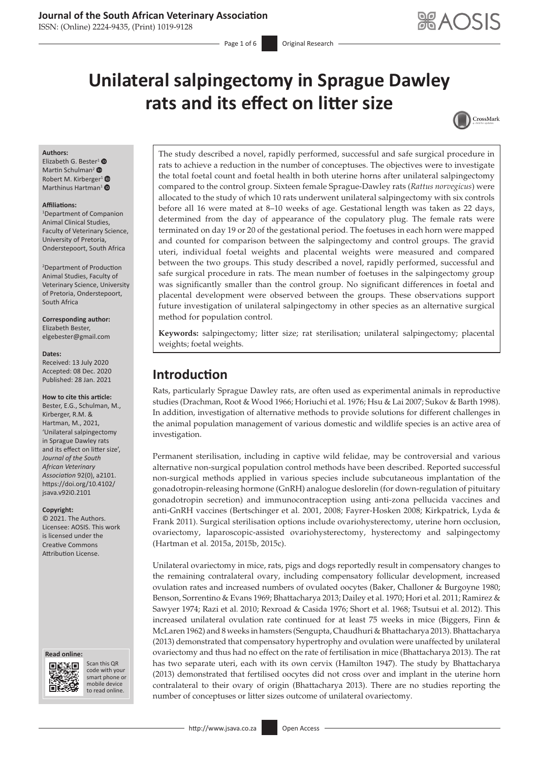# Unilateral salpingectomy in Sprague Dawley rats and its effect on litter size

**Authors:**
Elizabeth G. Bester[1]
Martin Schulman[2]
Robert M. Kirberger[1]
Marthinus Hartman[1]

**Affiliations:**
[1]Department of Companion Animal Clinical Studies, Faculty of Veterinary Science, University of Pretoria, Onderstepoort, South Africa

[2]Department of Production Animal Studies, Faculty of Veterinary Science, University of Pretoria, Onderstepoort, South Africa

**Corresponding author:**
Elizabeth Bester,
elgebester@gmail.com

**Dates:**
Received: 13 July 2020
Accepted: 08 Dec. 2020
Published: 28 Jan. 2021

**How to cite this article:**
Bester, E.G., Schulman, M., Kirberger, R.M. & Hartman, M., 2021, 'Unilateral salpingectomy in Sprague Dawley rats and its effect on litter size', *Journal of the South African Veterinary Association* 92(0), a2101. https://doi.org/10.4102/jsava.v92i0.2101

**Copyright:**
© 2021. The Authors. Licensee: AOSIS. This work is licensed under the Creative Commons Attribution License.

The study described a novel, rapidly performed, successful and safe surgical procedure in rats to achieve a reduction in the number of conceptuses. The objectives were to investigate the total foetal count and foetal health in both uterine horns after unilateral salpingectomy compared to the control group. Sixteen female Sprague-Dawley rats (*Rattus norvegicus*) were allocated to the study of which 10 rats underwent unilateral salpingectomy with six controls before all 16 were mated at 8–10 weeks of age. Gestational length was taken as 22 days, determined from the day of appearance of the copulatory plug. The female rats were terminated on day 19 or 20 of the gestational period. The foetuses in each horn were mapped and counted for comparison between the salpingectomy and control groups. The gravid uteri, individual foetal weights and placental weights were measured and compared between the two groups. This study described a novel, rapidly performed, successful and safe surgical procedure in rats. The mean number of foetuses in the salpingectomy group was significantly smaller than the control group. No significant differences in foetal and placental development were observed between the groups. These observations support future investigation of unilateral salpingectomy in other species as an alternative surgical method for population control.

**Keywords:** salpingectomy; litter size; rat sterilisation; unilateral salpingectomy; placental weights; foetal weights.

## Introduction

Rats, particularly Sprague Dawley rats, are often used as experimental animals in reproductive studies (Drachman, Root & Wood 1966; Horiuchi et al. 1976; Hsu & Lai 2007; Sukov & Barth 1998). In addition, investigation of alternative methods to provide solutions for different challenges in the animal population management of various domestic and wildlife species is an active area of investigation.

Permanent sterilisation, including in captive wild felidae, may be controversial and various alternative non-surgical population control methods have been described. Reported successful non-surgical methods applied in various species include subcutaneous implantation of the gonadotropin-releasing hormone (GnRH) analogue deslorelin (for down-regulation of pituitary gonadotropin secretion) and immunocontraception using anti-zona pellucida vaccines and anti-GnRH vaccines (Bertschinger et al. 2001, 2008; Fayrer-Hosken 2008; Kirkpatrick, Lyda & Frank 2011). Surgical sterilisation options include ovariohysterectomy, uterine horn occlusion, ovariectomy, laparoscopic-assisted ovariohysterectomy, hysterectomy and salpingectomy (Hartman et al. 2015a, 2015b, 2015c).

Unilateral ovariectomy in mice, rats, pigs and dogs reportedly result in compensatory changes to the remaining contralateral ovary, including compensatory follicular development, increased ovulation rates and increased numbers of ovulated oocytes (Baker, Challoner & Burgoyne 1980; Benson, Sorrentino & Evans 1969; Bhattacharya 2013; Dailey et al. 1970; Hori et al. 2011; Ramirez & Sawyer 1974; Razi et al. 2010; Rexroad & Casida 1976; Short et al. 1968; Tsutsui et al. 2012). This increased unilateral ovulation rate continued for at least 75 weeks in mice (Biggers, Finn & McLaren 1962) and 8 weeks in hamsters (Sengupta, Chaudhuri & Bhattacharya 2013). Bhattacharya (2013) demonstrated that compensatory hypertrophy and ovulation were unaffected by unilateral ovariectomy and thus had no effect on the rate of fertilisation in mice (Bhattacharya 2013). The rat has two separate uteri, each with its own cervix (Hamilton 1947). The study by Bhattacharya (2013) demonstrated that fertilised oocytes did not cross over and implant in the uterine horn contralateral to their ovary of origin (Bhattacharya 2013). There are no studies reporting the number of conceptuses or litter sizes outcome of unilateral ovariectomy.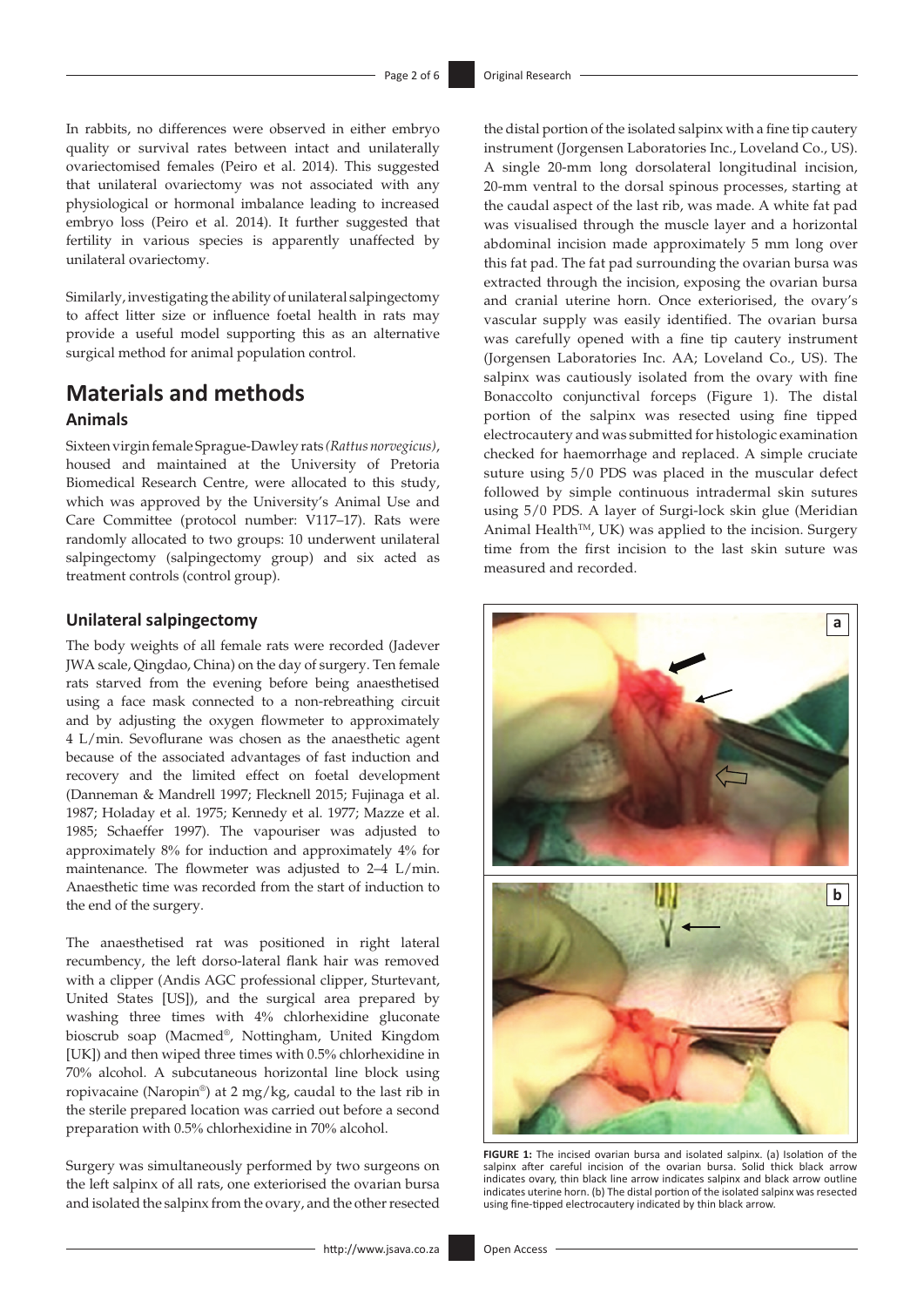In rabbits, no differences were observed in either embryo quality or survival rates between intact and unilaterally ovariectomised females (Peiro et al. 2014). This suggested that unilateral ovariectomy was not associated with any physiological or hormonal imbalance leading to increased embryo loss (Peiro et al. 2014). It further suggested that fertility in various species is apparently unaffected by unilateral ovariectomy.

Similarly, investigating the ability of unilateral salpingectomy to affect litter size or influence foetal health in rats may provide a useful model supporting this as an alternative surgical method for animal population control.

## Materials and methods

### Animals

Sixteen virgin female Sprague-Dawley rats *(Rattus norvegicus)*, housed and maintained at the University of Pretoria Biomedical Research Centre, were allocated to this study, which was approved by the University's Animal Use and Care Committee (protocol number: V117–17). Rats were randomly allocated to two groups: 10 underwent unilateral salpingectomy (salpingectomy group) and six acted as treatment controls (control group).

### Unilateral salpingectomy

The body weights of all female rats were recorded (Jadever JWA scale, Qingdao, China) on the day of surgery. Ten female rats starved from the evening before being anaesthetised using a face mask connected to a non-rebreathing circuit and by adjusting the oxygen flowmeter to approximately 4 L/min. Sevoflurane was chosen as the anaesthetic agent because of the associated advantages of fast induction and recovery and the limited effect on foetal development (Danneman & Mandrell 1997; Flecknell 2015; Fujinaga et al. 1987; Holaday et al. 1975; Kennedy et al. 1977; Mazze et al. 1985; Schaeffer 1997). The vapouriser was adjusted to approximately 8% for induction and approximately 4% for maintenance. The flowmeter was adjusted to 2–4 L/min. Anaesthetic time was recorded from the start of induction to the end of the surgery.

The anaesthetised rat was positioned in right lateral recumbency, the left dorso-lateral flank hair was removed with a clipper (Andis AGC professional clipper, Sturtevant, United States [US]), and the surgical area prepared by washing three times with 4% chlorhexidine gluconate bioscrub soap (Macmed®, Nottingham, United Kingdom [UK]) and then wiped three times with 0.5% chlorhexidine in 70% alcohol. A subcutaneous horizontal line block using ropivacaine (Naropin®) at 2 mg/kg, caudal to the last rib in the sterile prepared location was carried out before a second preparation with 0.5% chlorhexidine in 70% alcohol.

Surgery was simultaneously performed by two surgeons on the left salpinx of all rats, one exteriorised the ovarian bursa and isolated the salpinx from the ovary, and the other resected the distal portion of the isolated salpinx with a fine tip cautery instrument (Jorgensen Laboratories Inc., Loveland Co., US). A single 20-mm long dorsolateral longitudinal incision, 20-mm ventral to the dorsal spinous processes, starting at the caudal aspect of the last rib, was made. A white fat pad was visualised through the muscle layer and a horizontal abdominal incision made approximately 5 mm long over this fat pad. The fat pad surrounding the ovarian bursa was extracted through the incision, exposing the ovarian bursa and cranial uterine horn. Once exteriorised, the ovary's vascular supply was easily identified. The ovarian bursa was carefully opened with a fine tip cautery instrument (Jorgensen Laboratories Inc. AA; Loveland Co., US). The salpinx was cautiously isolated from the ovary with fine Bonaccolto conjunctival forceps (Figure 1). The distal portion of the salpinx was resected using fine tipped electrocautery and was submitted for histologic examination checked for haemorrhage and replaced. A simple cruciate suture using 5/0 PDS was placed in the muscular defect followed by simple continuous intradermal skin sutures using 5/0 PDS. A layer of Surgi-lock skin glue (Meridian Animal Health™, UK) was applied to the incision. Surgery time from the first incision to the last skin suture was measured and recorded.

**FIGURE 1:** The incised ovarian bursa and isolated salpinx. (a) Isolation of the salpinx after careful incision of the ovarian bursa. Solid thick black arrow indicates ovary, thin black line arrow indicates salpinx and black arrow outline indicates uterine horn. (b) The distal portion of the isolated salpinx was resected using fine-tipped electrocautery indicated by thin black arrow.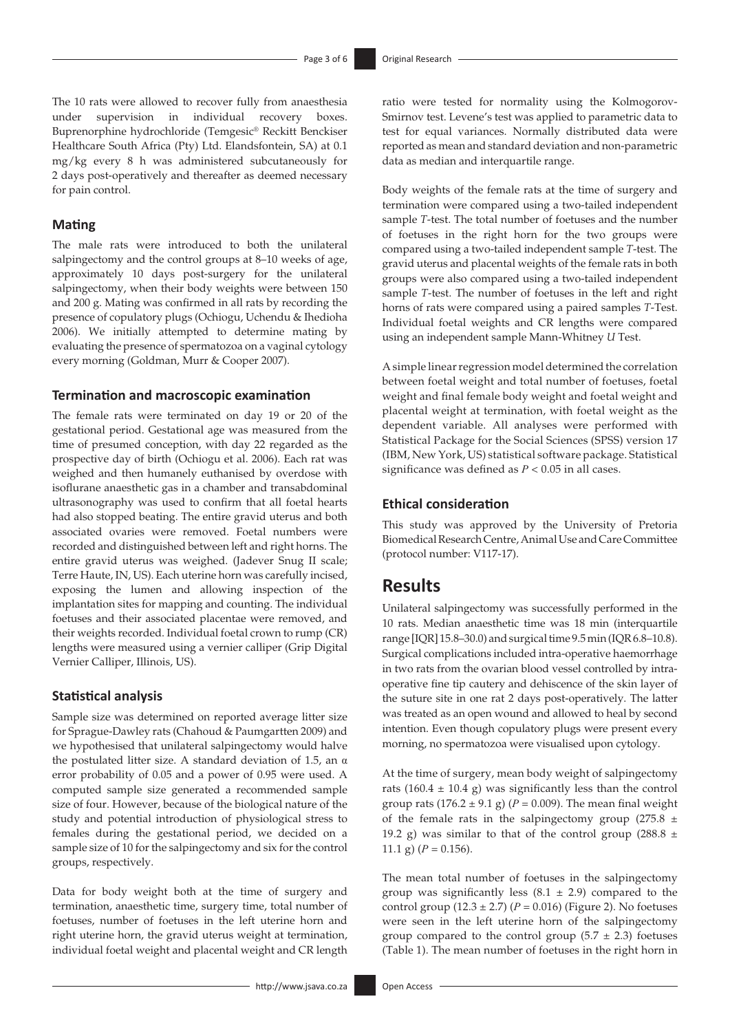The 10 rats were allowed to recover fully from anaesthesia under supervision in individual recovery boxes. Buprenorphine hydrochloride (Temgesic® Reckitt Benckiser Healthcare South Africa (Pty) Ltd. Elandsfontein, SA) at 0.1 mg/kg every 8 h was administered subcutaneously for 2 days post-operatively and thereafter as deemed necessary for pain control.

### Mating

The male rats were introduced to both the unilateral salpingectomy and the control groups at 8–10 weeks of age, approximately 10 days post-surgery for the unilateral salpingectomy, when their body weights were between 150 and 200 g. Mating was confirmed in all rats by recording the presence of copulatory plugs (Ochiogu, Uchendu & Ihedioha 2006). We initially attempted to determine mating by evaluating the presence of spermatozoa on a vaginal cytology every morning (Goldman, Murr & Cooper 2007).

### Termination and macroscopic examination

The female rats were terminated on day 19 or 20 of the gestational period. Gestational age was measured from the time of presumed conception, with day 22 regarded as the prospective day of birth (Ochiogu et al. 2006). Each rat was weighed and then humanely euthanised by overdose with isoflurane anaesthetic gas in a chamber and transabdominal ultrasonography was used to confirm that all foetal hearts had also stopped beating. The entire gravid uterus and both associated ovaries were removed. Foetal numbers were recorded and distinguished between left and right horns. The entire gravid uterus was weighed. (Jadever Snug II scale; Terre Haute, IN, US). Each uterine horn was carefully incised, exposing the lumen and allowing inspection of the implantation sites for mapping and counting. The individual foetuses and their associated placentae were removed, and their weights recorded. Individual foetal crown to rump (CR) lengths were measured using a vernier calliper (Grip Digital Vernier Calliper, Illinois, US).

### Statistical analysis

Sample size was determined on reported average litter size for Sprague-Dawley rats (Chahoud & Paumgartten 2009) and we hypothesised that unilateral salpingectomy would halve the postulated litter size. A standard deviation of 1.5, an $\alpha$ error probability of 0.05 and a power of 0.95 were used. A computed sample size generated a recommended sample size of four. However, because of the biological nature of the study and potential introduction of physiological stress to females during the gestational period, we decided on a sample size of 10 for the salpingectomy and six for the control groups, respectively.

Data for body weight both at the time of surgery and termination, anaesthetic time, surgery time, total number of foetuses, number of foetuses in the left uterine horn and right uterine horn, the gravid uterus weight at termination, individual foetal weight and placental weight and CR length ratio were tested for normality using the Kolmogorov-Smirnov test. Levene's test was applied to parametric data to test for equal variances. Normally distributed data were reported as mean and standard deviation and non-parametric data as median and interquartile range.

Body weights of the female rats at the time of surgery and termination were compared using a two-tailed independent sample *T*-test. The total number of foetuses and the number of foetuses in the right horn for the two groups were compared using a two-tailed independent sample *T*-test. The gravid uterus and placental weights of the female rats in both groups were also compared using a two-tailed independent sample *T*-test. The number of foetuses in the left and right horns of rats were compared using a paired samples *T*-Test. Individual foetal weights and CR lengths were compared using an independent sample Mann-Whitney *U* Test.

A simple linear regression model determined the correlation between foetal weight and total number of foetuses, foetal weight and final female body weight and foetal weight and placental weight at termination, with foetal weight as the dependent variable. All analyses were performed with Statistical Package for the Social Sciences (SPSS) version 17 (IBM, New York, US) statistical software package. Statistical significance was defined as $P < 0.05$ in all cases.

### Ethical consideration

This study was approved by the University of Pretoria Biomedical Research Centre, Animal Use and Care Committee (protocol number: V117-17).

## Results

Unilateral salpingectomy was successfully performed in the 10 rats. Median anaesthetic time was 18 min (interquartile range [IQR] 15.8–30.0) and surgical time 9.5 min (IQR 6.8–10.8). Surgical complications included intra-operative haemorrhage in two rats from the ovarian blood vessel controlled by intra-operative fine tip cautery and dehiscence of the skin layer of the suture site in one rat 2 days post-operatively. The latter was treated as an open wound and allowed to heal by second intention. Even though copulatory plugs were present every morning, no spermatozoa were visualised upon cytology.

At the time of surgery, mean body weight of salpingectomy rats (160.4 ± 10.4 g) was significantly less than the control group rats (176.2 ± 9.1 g) ($P = 0.009$). The mean final weight of the female rats in the salpingectomy group (275.8 ± 19.2 g) was similar to that of the control group (288.8 ± 11.1 g) ($P = 0.156$).

The mean total number of foetuses in the salpingectomy group was significantly less (8.1 ± 2.9) compared to the control group (12.3 ± 2.7) ($P = 0.016$) (Figure 2). No foetuses were seen in the left uterine horn of the salpingectomy group compared to the control group (5.7 ± 2.3) foetuses (Table 1). The mean number of foetuses in the right horn in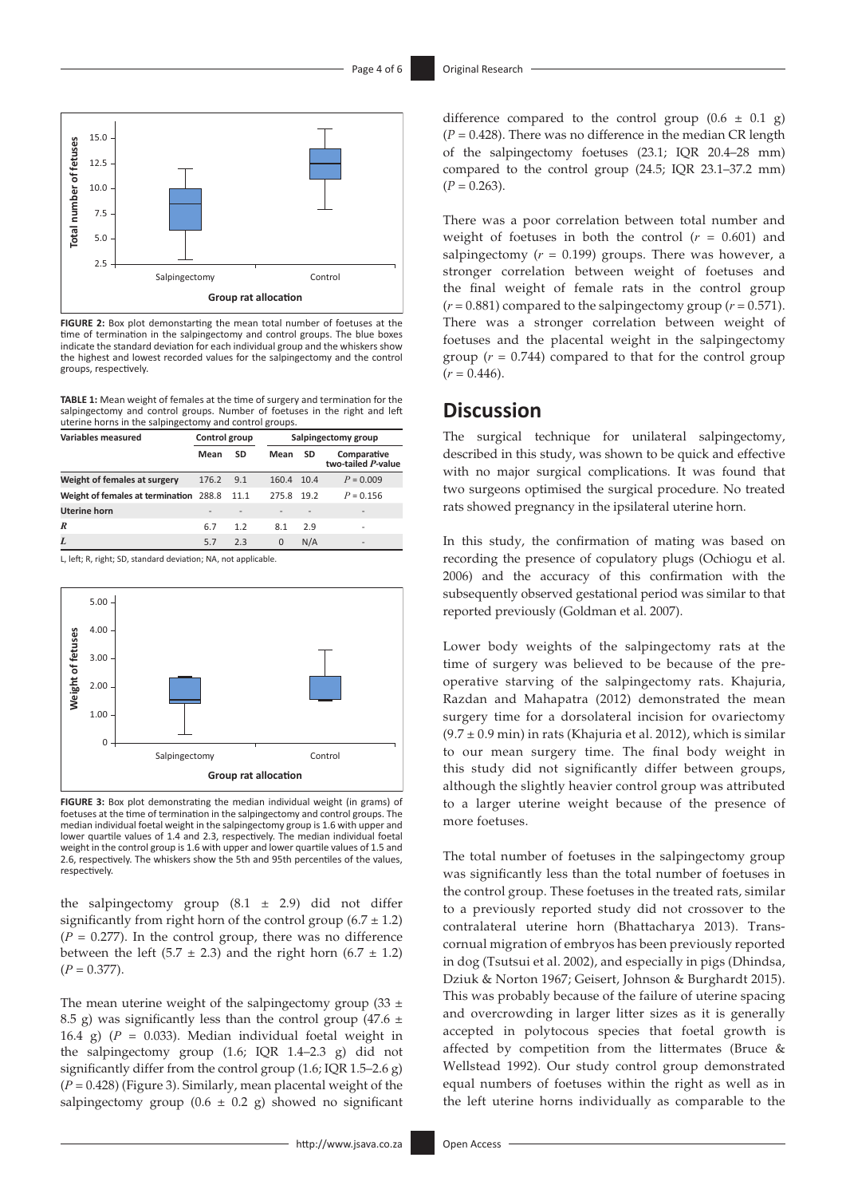FIGURE 2: Box plot demonstrating the mean total number of foetuses at the time of termination in the salpingectomy and control groups. The blue boxes indicate the standard deviation for each individual group and the whiskers show the highest and lowest recorded values for the salpingectomy and the control groups, respectively.

**TABLE 1:** Mean weight of females at the time of surgery and termination for the salpingectomy and control groups. Number of foetuses in the right and left uterine horns in the salpingectomy and control groups.

| Variables measured | Control group | | Salpingectomy group | | |
|---|---|---|---|---|---|
| | Mean | SD | Mean | SD | Comparative two-tailed *P*-value |
| **Weight of females at surgery** | 176.2 | 9.1 | 160.4 | 10.4 | $P = 0.009$ |
| **Weight of females at termination** | 288.8 | 11.1 | 275.8 | 19.2 | $P = 0.156$ |
| **Uterine horn** | - | - | - | - | - |
| ***R*** | 6.7 | 1.2 | 8.1 | 2.9 | - |
| ***L*** | 5.7 | 2.3 | 0 | N/A | - |

L, left; R, right; SD, standard deviation; NA, not applicable.

FIGURE 3: Box plot demonstrating the median individual weight (in grams) of foetuses at the time of termination in the salpingectomy and control groups. The median individual foetal weight in the salpingectomy group is 1.6 with upper and lower quartile values of 1.4 and 2.3, respectively. The median individual foetal weight in the control group is 1.6 with upper and lower quartile values of 1.5 and 2.6, respectively. The whiskers show the 5th and 95th percentiles of the values, respectively.

the salpingectomy group (8.1 ± 2.9) did not differ significantly from right horn of the control group (6.7 ± 1.2) ($P = 0.277$). In the control group, there was no difference between the left (5.7 ± 2.3) and the right horn (6.7 ± 1.2) ($P = 0.377$).

The mean uterine weight of the salpingectomy group (33 ± 8.5 g) was significantly less than the control group (47.6 ± 16.4 g) ($P = 0.033$). Median individual foetal weight in the salpingectomy group (1.6; IQR 1.4–2.3 g) did not significantly differ from the control group (1.6; IQR 1.5–2.6 g) ($P = 0.428$) (Figure 3). Similarly, mean placental weight of the salpingectomy group (0.6 ± 0.2 g) showed no significant difference compared to the control group (0.6 ± 0.1 g) ($P = 0.428$). There was no difference in the median CR length of the salpingectomy foetuses (23.1; IQR 20.4–28 mm) compared to the control group (24.5; IQR 23.1–37.2 mm) ($P = 0.263$).

There was a poor correlation between total number and weight of foetuses in both the control ($r = 0.601$) and salpingectomy ($r = 0.199$) groups. There was however, a stronger correlation between weight of foetuses and the final weight of female rats in the control group ($r = 0.881$) compared to the salpingectomy group ($r = 0.571$). There was a stronger correlation between weight of foetuses and the placental weight in the salpingectomy group ($r = 0.744$) compared to that for the control group ($r = 0.446$).

## Discussion

The surgical technique for unilateral salpingectomy, described in this study, was shown to be quick and effective with no major surgical complications. It was found that two surgeons optimised the surgical procedure. No treated rats showed pregnancy in the ipsilateral uterine horn.

In this study, the confirmation of mating was based on recording the presence of copulatory plugs (Ochiogu et al. 2006) and the accuracy of this confirmation with the subsequently observed gestational period was similar to that reported previously (Goldman et al. 2007).

Lower body weights of the salpingectomy rats at the time of surgery was believed to be because of the pre-operative starving of the salpingectomy rats. Khajuria, Razdan and Mahapatra (2012) demonstrated the mean surgery time for a dorsolateral incision for ovariectomy (9.7 ± 0.9 min) in rats (Khajuria et al. 2012), which is similar to our mean surgery time. The final body weight in this study did not significantly differ between groups, although the slightly heavier control group was attributed to a larger uterine weight because of the presence of more foetuses.

The total number of foetuses in the salpingectomy group was significantly less than the total number of foetuses in the control group. These foetuses in the treated rats, similar to a previously reported study did not crossover to the contralateral uterine horn (Bhattacharya 2013). Transcornual migration of embryos has been previously reported in dog (Tsutsui et al. 2002), and especially in pigs (Dhindsa, Dziuk & Norton 1967; Geisert, Johnson & Burghardt 2015). This was probably because of the failure of uterine spacing and overcrowding in larger litter sizes as it is generally accepted in polytocous species that foetal growth is affected by competition from the littermates (Bruce & Wellstead 1992). Our study control group demonstrated equal numbers of foetuses within the right as well as in the left uterine horns individually as comparable to the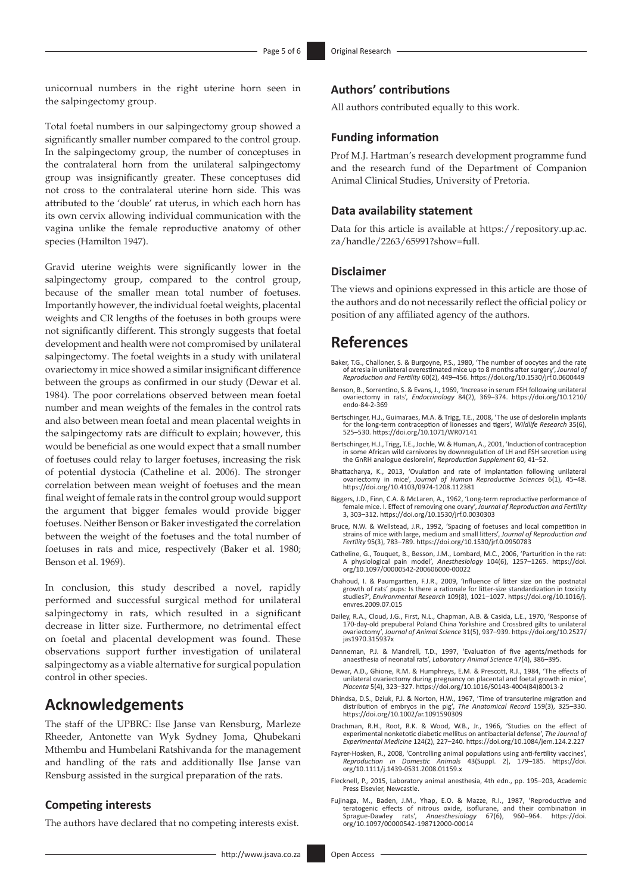unicornual numbers in the right uterine horn seen in the salpingectomy group.

Total foetal numbers in our salpingectomy group showed a significantly smaller number compared to the control group. In the salpingectomy group, the number of conceptuses in the contralateral horn from the unilateral salpingectomy group was insignificantly greater. These conceptuses did not cross to the contralateral uterine horn side. This was attributed to the 'double' rat uterus, in which each horn has its own cervix allowing individual communication with the vagina unlike the female reproductive anatomy of other species (Hamilton 1947).

Gravid uterine weights were significantly lower in the salpingectomy group, compared to the control group, because of the smaller mean total number of foetuses. Importantly however, the individual foetal weights, placental weights and CR lengths of the foetuses in both groups were not significantly different. This strongly suggests that foetal development and health were not compromised by unilateral salpingectomy. The foetal weights in a study with unilateral ovariectomy in mice showed a similar insignificant difference between the groups as confirmed in our study (Dewar et al. 1984). The poor correlations observed between mean foetal number and mean weights of the females in the control rats and also between mean foetal and mean placental weights in the salpingectomy rats are difficult to explain; however, this would be beneficial as one would expect that a small number of foetuses could relay to larger foetuses, increasing the risk of potential dystocia (Catheline et al. 2006). The stronger correlation between mean weight of foetuses and the mean final weight of female rats in the control group would support the argument that bigger females would provide bigger foetuses. Neither Benson or Baker investigated the correlation between the weight of the foetuses and the total number of foetuses in rats and mice, respectively (Baker et al. 1980; Benson et al. 1969).

In conclusion, this study described a novel, rapidly performed and successful surgical method for unilateral salpingectomy in rats, which resulted in a significant decrease in litter size. Furthermore, no detrimental effect on foetal and placental development was found. These observations support further investigation of unilateral salpingectomy as a viable alternative for surgical population control in other species.

## Acknowledgements

The staff of the UPBRC: Ilse Janse van Rensburg, Marleze Rheeder, Antonette van Wyk Sydney Joma, Qhubekani Mthembu and Humbelani Ratshivanda for the management and handling of the rats and additionally Ilse Janse van Rensburg assisted in the surgical preparation of the rats.

### Competing interests

The authors have declared that no competing interests exist.

### Authors' contributions

All authors contributed equally to this work.

### Funding information

Prof M.J. Hartman's research development programme fund and the research fund of the Department of Companion Animal Clinical Studies, University of Pretoria.

### Data availability statement

Data for this article is available at https://repository.up.ac.za/handle/2263/65991?show=full.

### Disclaimer

The views and opinions expressed in this article are those of the authors and do not necessarily reflect the official policy or position of any affiliated agency of the authors.

## References

Baker, T.G., Challoner, S. & Burgoyne, P.S., 1980, 'The number of oocytes and the rate of atresia in unilateral overiectomised mice up to 8 months after surgery', *Journal of Reproduction and Fertility* 60(2), 449–456. https://doi.org/10.1530/jrf.0.0600449

Benson, B., Sorrentino, S. & Evans, J., 1969, 'Increase in serum FSH following unilateral ovariectomy in rats', *Endocrinology* 84(2), 369–374. https://doi.org/10.1210/endo-84-2-369

Bertschinger, H.J., Guimaraes, M.A. & Trigg, T.E., 2008, 'The use of deslorelin implants for the long-term contraception of lionesses and tigers', *Wildlife Research* 35(6), 525–530. https://doi.org/10.1071/WR07141

Bertschinger, H.J., Trigg, T.E., Jochle, W. & Human, A., 2001, 'Induction of contraception in some African wild carnivores by downregulation of LH and FSH secretion using the GnRH analogue deslorelin', *Reproduction Supplement* 60, 41–52.

Bhattacharya, K., 2013, 'Ovulation and rate of implantation following unilateral ovariectomy in mice', *Journal of Human Reproductive Sciences* 6(1), 45–48. https://doi.org/10.4103/0974-1208.112381

Biggers, J.D., Finn, C.A. & McLaren, A., 1962, 'Long-term reproductive performance of female mice. I. Effect of removing one ovary', *Journal of Reproduction and Fertility* 3, 303–312. https://doi.org/10.1530/jrf.0.0030303

Bruce, N.W. & Wellstead, J.R., 1992, 'Spacing of foetuses and local competition in strains of mice with large, medium and small litters', *Journal of Reproduction and Fertility* 95(3), 783–789. https://doi.org/10.1530/jrf.0.0950783

Catheline, G., Touquet, B., Besson, J.M., Lombard, M.C., 2006, 'Parturition in the rat: A physiological pain model', *Anesthesiology* 104(6), 1257–1265. https://doi.org/10.1097/00000542-200606000-00022

Chahoud, I. & Paumgartten, F.J.R., 2009, 'Influence of litter size on the postnatal growth of rats' pups: Is there a rationale for litter-size standardization in toxicity studies?', *Environmental Research* 109(8), 1021–1027. https://doi.org/10.1016/j.envres.2009.07.015

Dailey, R.A., Cloud, J.G., First, N.L., Chapman, A.B. & Casida, L.E., 1970, 'Response of 170-day-old prepuberal Poland China Yorkshire and Crossbred gilts to unilateral ovariectomy', *Journal of Animal Science* 31(5), 937–939. https://doi.org/10.2527/jas1970.315937x

Danneman, P.J. & Mandrell, T.D., 1997, 'Evaluation of five agents/methods for anaesthesia of neonatal rats', *Laboratory Animal Science* 47(4), 386–395.

Dewar, A.D., Ghione, R.M. & Humphreys, E.M. & Prescott, R.J., 1984, 'The effects of unilateral ovariectomy during pregnancy on placental and foetal growth in mice', *Placenta* 5(4), 323–327. https://doi.org/10.1016/S0143-4004(84)80013-2

Dhindsa, D.S., Dziuk, P.J. & Norton, H.W., 1967, 'Time of transuterine migration and distribution of embryos in the pig', *The Anatomical Record* 159(3), 325–330. https://doi.org/10.1002/ar.1091590309

Drachman, R.H., Root, R.K. & Wood, W.B., Jr., 1966, 'Studies on the effect of experimental nonketotic diabetic mellitus on antibacterial defense', *The Journal of Experimental Medicine* 124(2), 227–240. https://doi.org/10.1084/jem.124.2.227

Fayrer-Hosken, R., 2008, 'Controlling animal populations using anti-fertility vaccines', *Reproduction in Domestic Animals* 43(Suppl. 2), 179–185. https://doi.org/10.1111/j.1439-0531.2008.01159.x

Flecknell, P., 2015, Laboratory animal anesthesia, 4th edn., pp. 195–203, Academic Press Elsevier, Newcastle.

Fujinaga, M., Baden, J.M., Yhap, E.O. & Mazze, R.I., 1987, 'Reproductive and teratogenic effects of nitrous oxide, isoflurane, and their combination in Sprague-Dawley rats', *Anaesthesiology* 67(6), 960–964. https://doi.org/10.1097/00000542-198712000-00014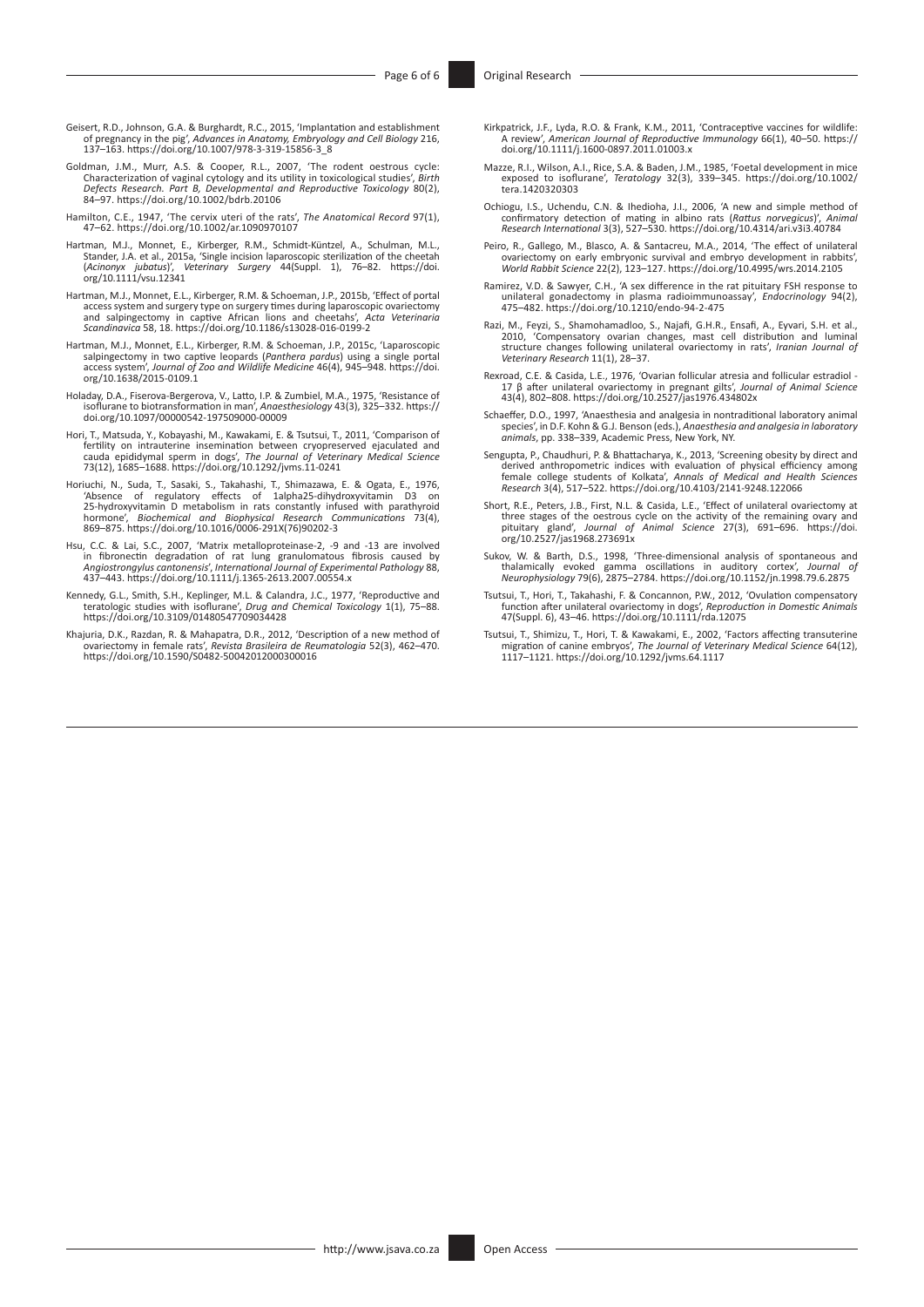Geisert, R.D., Johnson, G.A. & Burghardt, R.C., 2015, 'Implantation and establishment of pregnancy in the pig', *Advances in Anatomy, Embryology and Cell Biology* 216, 137–163. https://doi.org/10.1007/978-3-319-15856-3_8

Goldman, J.M., Murr, A.S. & Cooper, R.L., 2007, 'The rodent oestrous cycle: Characterization of vaginal cytology and its utility in toxicological studies', *Birth Defects Research. Part B, Developmental and Reproductive Toxicology* 80(2), 84–97. https://doi.org/10.1002/bdrb.20106

Hamilton, C.E., 1947, 'The cervix uteri of the rats', *The Anatomical Record* 97(1), 47–62. https://doi.org/10.1002/ar.1090970107

Hartman, M.J., Monnet, E., Kirberger, R.M., Schmidt-Küntzel, A., Schulman, M.L., Stander, J.A. et al., 2015a, 'Single incision laparoscopic sterilization of the cheetah (*Acinonyx jubatus*)', *Veterinary Surgery* 44(Suppl. 1), 76–82. https://doi.org/10.1111/vsu.12341

Hartman, M.J., Monnet, E.L., Kirberger, R.M. & Schoeman, J.P., 2015b, 'Effect of portal access system and surgery type on surgery times during laparoscopic ovariectomy and salpingectomy in captive African lions and cheetahs', *Acta Veterinaria Scandinavica* 58, 18. https://doi.org/10.1186/s13028-016-0199-2

Hartman, M.J., Monnet, E.L., Kirberger, R.M. & Schoeman, J.P., 2015c, 'Laparoscopic salpingectomy in two captive leopards (*Panthera pardus*) using a single portal access system', *Journal of Zoo and Wildlife Medicine* 46(4), 945–948. https://doi.org/10.1638/2015-0109.1

Holaday, D.A., Fiserova-Bergerova, V., Latto, I.P. & Zumbiel, M.A., 1975, 'Resistance of isoflurane to biotransformation in man', *Anaesthesiology* 43(3), 325–332. https://doi.org/10.1097/00000542-197509000-00009

Hori, T., Matsuda, Y., Kobayashi, M., Kawakami, E. & Tsutsui, T., 2011, 'Comparison of fertility on intrauterine insemination between cryopreserved ejaculated and cauda epididymal sperm in dogs', *The Journal of Veterinary Medical Science* 73(12), 1685–1688. https://doi.org/10.1292/jvms.11-0241

Horiuchi, N., Suda, T., Sasaki, S., Takahashi, T., Shimazawa, E. & Ogata, E., 1976, 'Absence of regulatory effects of 1alpha25-dihydroxyvitamin D3 on 25-hydroxyvitamin D metabolism in rats constantly infused with parathyroid hormone', *Biochemical and Biophysical Research Communications* 73(4), 869–875. https://doi.org/10.1016/0006-291X(76)90202-3

Hsu, C.C. & Lai, S.C., 2007, 'Matrix metalloproteinase-2, -9 and -13 are involved in fibronectin degradation of rat lung granulomatous fibrosis caused by *Angiostrongylus cantonensis*', *International Journal of Experimental Pathology* 88, 437–443. https://doi.org/10.1111/j.1365-2613.2007.00554.x

Kennedy, G.L., Smith, S.H., Keplinger, M.L. & Calandra, J.C., 1977, 'Reproductive and teratologic studies with isoflurane', *Drug and Chemical Toxicology* 1(1), 75–88. https://doi.org/10.3109/01480547709034428

Khajuria, D.K., Razdan, R. & Mahapatra, D.R., 2012, 'Description of a new method of ovariectomy in female rats', *Revista Brasileira de Reumatologia* 52(3), 462–470. https://doi.org/10.1590/S0482-50042012000300016

Kirkpatrick, J.F., Lyda, R.O. & Frank, K.M., 2011, 'Contraceptive vaccines for wildlife: A review', *American Journal of Reproductive Immunology* 66(1), 40–50. https://doi.org/10.1111/j.1600-0897.2011.01003.x

Mazze, R.I., Wilson, A.I., Rice, S.A. & Baden, J.M., 1985, 'Foetal development in mice exposed to isoflurane', *Teratology* 32(3), 339–345. https://doi.org/10.1002/tera.1420320303

Ochiogu, I.S., Uchendu, C.N. & Ihedioha, J.I., 2006, 'A new and simple method of confirmatory detection of mating in albino rats (*Rattus norvegicus*)', *Animal Research International* 3(3), 527–530. https://doi.org/10.4314/ari.v3i3.40784

Peiro, R., Gallego, M., Blasco, A. & Santacreu, M.A., 2014, 'The effect of unilateral ovariectomy on early embryonic survival and embryo development in rabbits', *World Rabbit Science* 22(2), 123–127. https://doi.org/10.4995/wrs.2014.2105

Ramirez, V.D. & Sawyer, C.H., 'A sex difference in the rat pituitary FSH response to unilateral gonadectomy in plasma radioimmunoassay', *Endocrinology* 94(2), 475–482. https://doi.org/10.1210/endo-94-2-475

Razi, M., Feyzi, S., Shamohamadloo, S., Najafi, G.H.R., Ensafi, A., Eyvari, S.H. et al., 2010, 'Compensatory ovarian changes, mast cell distribution and luminal structure changes following unilateral ovariectomy in rats', *Iranian Journal of Veterinary Research* 11(1), 28–37.

Rexroad, C.E. & Casida, L.E., 1976, 'Ovarian follicular atresia and follicular estradiol - 17 β after unilateral ovariectomy in pregnant gilts', *Journal of Animal Science* 43(4), 802–808. https://doi.org/10.2527/jas1976.434802x

Schaeffer, D.O., 1997, 'Anaesthesia and analgesia in nontraditional laboratory animal species', in D.F. Kohn & G.J. Benson (eds.), *Anaesthesia and analgesia in laboratory animals*, pp. 338–339, Academic Press, New York, NY.

Sengupta, P., Chaudhuri, P. & Bhattacharya, K., 2013, 'Screening obesity by direct and derived anthropometric indices with evaluation of physical efficiency among female college students of Kolkata', *Annals of Medical and Health Sciences Research* 3(4), 517–522. https://doi.org/10.4103/2141-9248.122066

Short, R.E., Peters, J.B., First, N.L. & Casida, L.E., 'Effect of unilateral ovariectomy at three stages of the oestrous cycle on the activity of the remaining ovary and pituitary gland', *Journal of Animal Science* 27(3), 691–696. https://doi.org/10.2527/jas1968.273691x

Sukov, W. & Barth, D.S., 1998, 'Three-dimensional analysis of spontaneous and thalamically evoked gamma oscillations in auditory cortex', *Journal of Neurophysiology* 79(6), 2875–2784. https://doi.org/10.1152/jn.1998.79.6.2875

Tsutsui, T., Hori, T., Takahashi, F. & Concannon, P.W., 2012, 'Ovulation compensatory function after unilateral ovariectomy in dogs', *Reproduction in Domestic Animals* 47(Suppl. 6), 43–46. https://doi.org/10.1111/rda.12075

Tsutsui, T., Shimizu, T., Hori, T. & Kawakami, E., 2002, 'Factors affecting transuterine migration of canine embryos', *The Journal of Veterinary Medical Science* 64(12), 1117–1121. https://doi.org/10.1292/jvms.64.1117